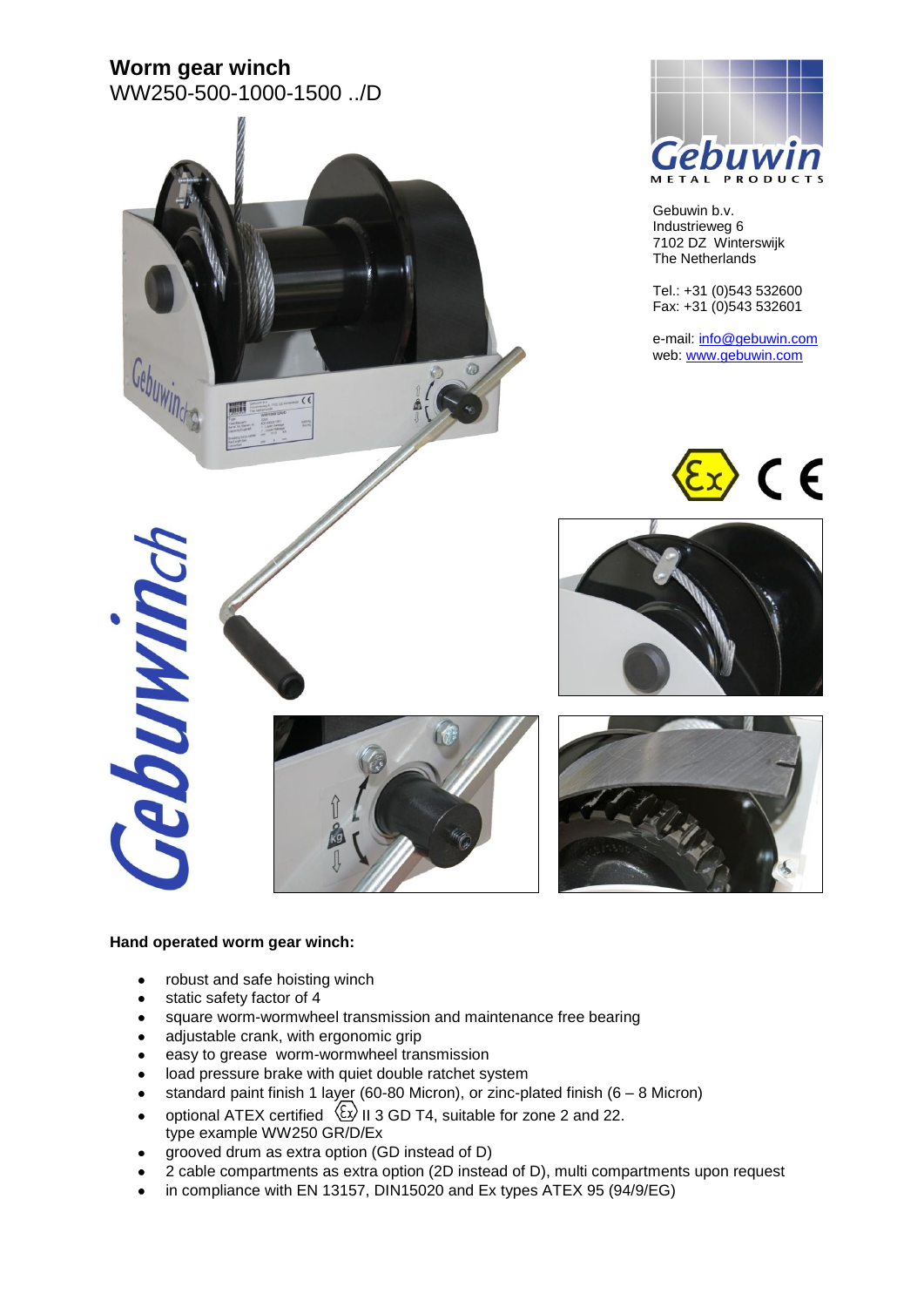# Worm gear winch

WW250-500-1000-1500 ../D

Gebuwin b.v.
Industrieweg 6
7102 DZ Winterswijk
The Netherlands

Tel.: +31 (0)543 532600
Fax: +31 (0)543 532601

e-mail: info@gebuwin.com
web: www.gebuwin.com

**Hand operated worm gear winch:**

- robust and safe hoisting winch
- static safety factor of 4
- square worm-wormwheel transmission and maintenance free bearing
- adjustable crank, with ergonomic grip
- easy to grease worm-wormwheel transmission
- load pressure brake with quiet double ratchet system
- standard paint finish 1 layer (60-80 Micron), or zinc-plated finish (6 – 8 Micron)
- optional ATEX certified Ex II 3 GD T4, suitable for zone 2 and 22.
  type example WW250 GR/D/Ex
- grooved drum as extra option (GD instead of D)
- 2 cable compartments as extra option (2D instead of D), multi compartments upon request
- in compliance with EN 13157, DIN15020 and Ex types ATEX 95 (94/9/EG)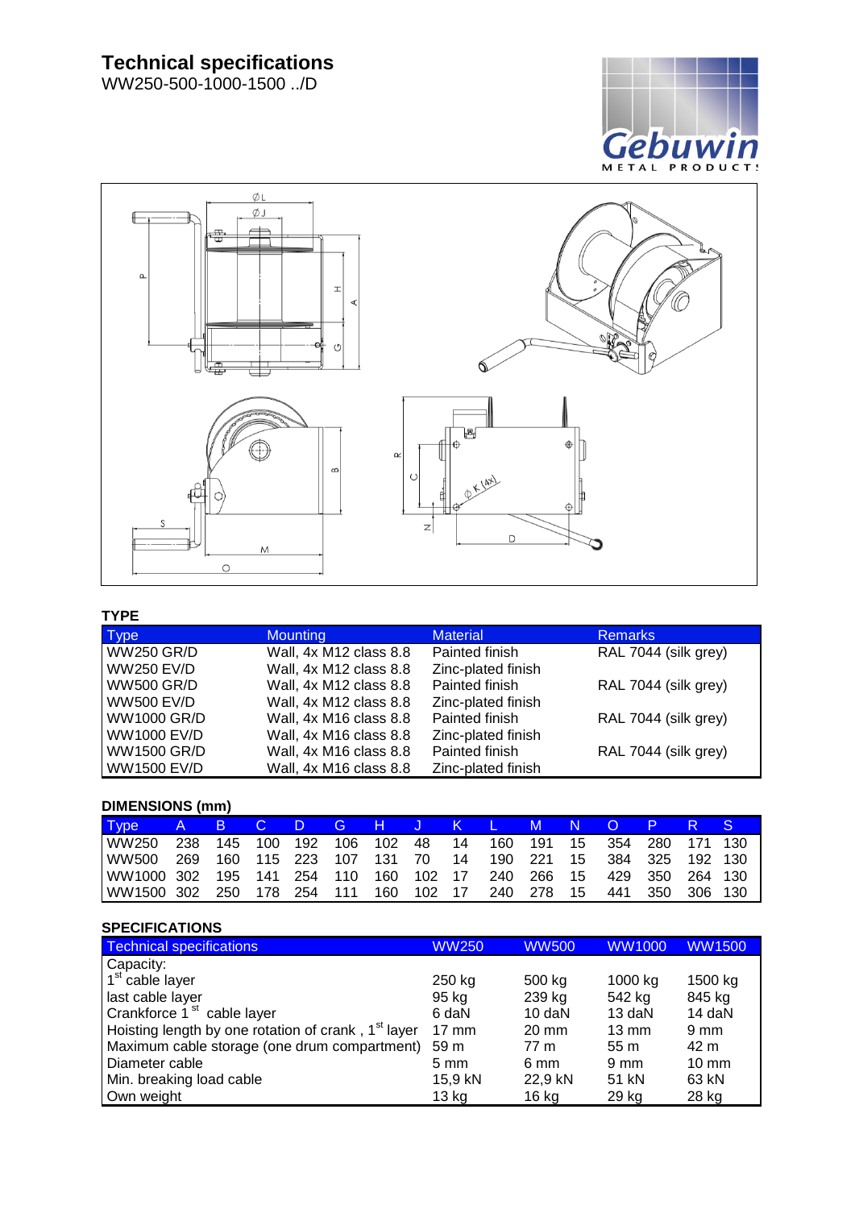# Technical specifications

WW250-500-1000-1500 ../D

Gebuwin
METAL PRODUCTS

### TYPE

| Type | Mounting | Material | Remarks |
|---|---|---|---|
| WW250 GR/D | Wall, 4x M12 class 8.8 | Painted finish | RAL 7044 (silk grey) |
| WW250 EV/D | Wall, 4x M12 class 8.8 | Zinc-plated finish | |
| WW500 GR/D | Wall, 4x M12 class 8.8 | Painted finish | RAL 7044 (silk grey) |
| WW500 EV/D | Wall, 4x M12 class 8.8 | Zinc-plated finish | |
| WW1000 GR/D | Wall, 4x M16 class 8.8 | Painted finish | RAL 7044 (silk grey) |
| WW1000 EV/D | Wall, 4x M16 class 8.8 | Zinc-plated finish | |
| WW1500 GR/D | Wall, 4x M16 class 8.8 | Painted finish | RAL 7044 (silk grey) |
| WW1500 EV/D | Wall, 4x M16 class 8.8 | Zinc-plated finish | |

### DIMENSIONS (mm)

| Type | A | B | C | D | G | H | J | K | L | M | N | O | P | R | S |
|---|---|---|---|---|---|---|---|---|---|---|---|---|---|---|---|
| WW250 | 238 | 145 | 100 | 192 | 106 | 102 | 48 | 14 | 160 | 191 | 15 | 354 | 280 | 171 | 130 |
| WW500 | 269 | 160 | 115 | 223 | 107 | 131 | 70 | 14 | 190 | 221 | 15 | 384 | 325 | 192 | 130 |
| WW1000 | 302 | 195 | 141 | 254 | 110 | 160 | 102 | 17 | 240 | 266 | 15 | 429 | 350 | 264 | 130 |
| WW1500 | 302 | 250 | 178 | 254 | 111 | 160 | 102 | 17 | 240 | 278 | 15 | 441 | 350 | 306 | 130 |

### SPECIFICATIONS

| Technical specifications | WW250 | WW500 | WW1000 | WW1500 |
|---|---|---|---|---|
| Capacity: | | | | |
| 1st cable layer | 250 kg | 500 kg | 1000 kg | 1500 kg |
| last cable layer | 95 kg | 239 kg | 542 kg | 845 kg |
| Crankforce 1st cable layer | 6 daN | 10 daN | 13 daN | 14 daN |
| Hoisting length by one rotation of crank , 1st layer | 17 mm | 20 mm | 13 mm | 9 mm |
| Maximum cable storage (one drum compartment) | 59 m | 77 m | 55 m | 42 m |
| Diameter cable | 5 mm | 6 mm | 9 mm | 10 mm |
| Min. breaking load cable | 15,9 kN | 22,9 kN | 51 kN | 63 kN |
| Own weight | 13 kg | 16 kg | 29 kg | 28 kg |